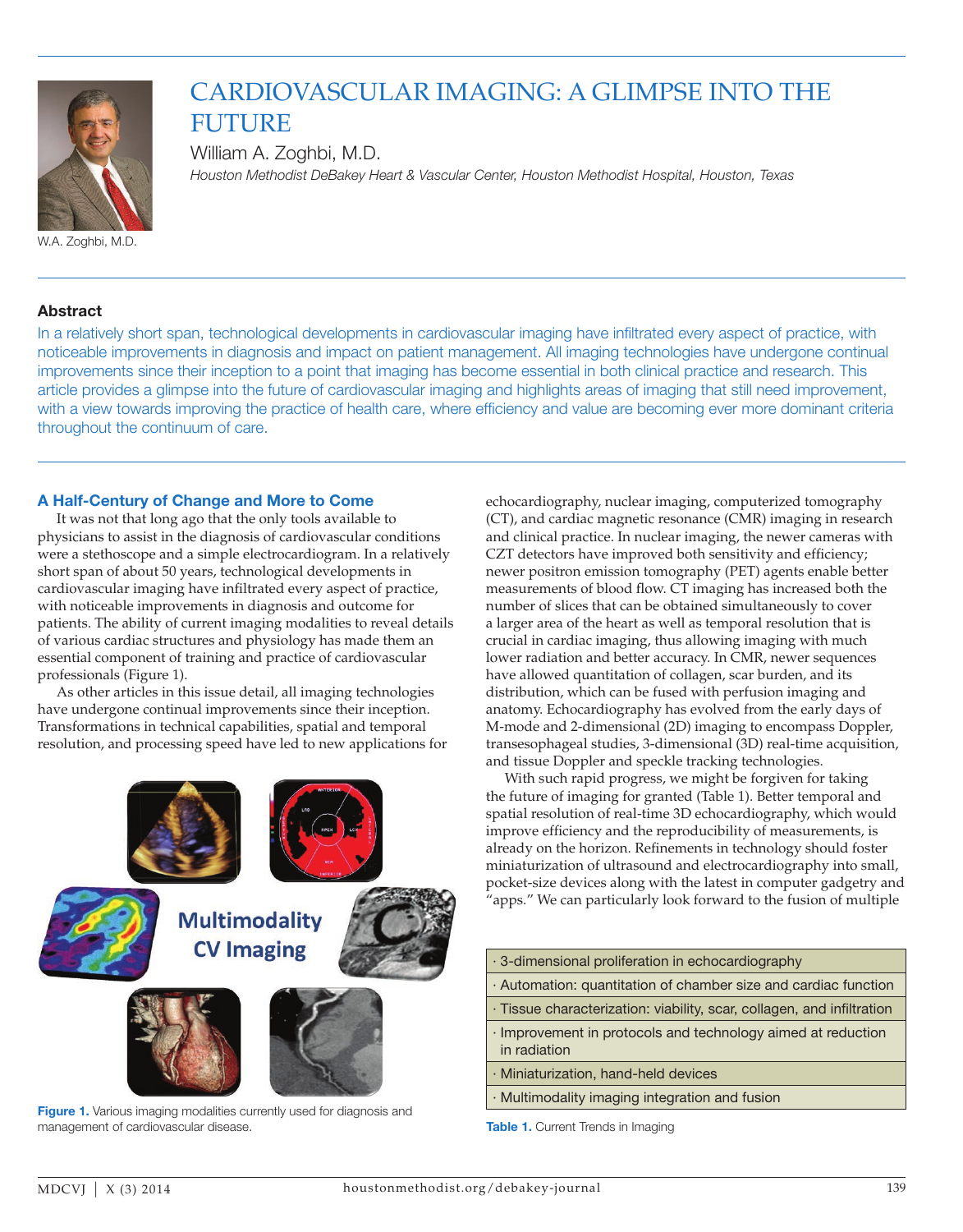# CARDIOVASCULAR IMAGING: A GLIMPSE INTO THE FUTURE

William A. Zoghbi, M.D.

*Houston Methodist DeBakey Heart & Vascular Center, Houston Methodist Hospital, Houston, Texas*

W.A. Zoghbi, M.D.

## Abstract

In a relatively short span, technological developments in cardiovascular imaging have infiltrated every aspect of practice, with noticeable improvements in diagnosis and impact on patient management. All imaging technologies have undergone continual improvements since their inception to a point that imaging has become essential in both clinical practice and research. This article provides a glimpse into the future of cardiovascular imaging and highlights areas of imaging that still need improvement, with a view towards improving the practice of health care, where efficiency and value are becoming ever more dominant criteria throughout the continuum of care.

## A Half-Century of Change and More to Come

It was not that long ago that the only tools available to physicians to assist in the diagnosis of cardiovascular conditions were a stethoscope and a simple electrocardiogram. In a relatively short span of about 50 years, technological developments in cardiovascular imaging have infiltrated every aspect of practice, with noticeable improvements in diagnosis and outcome for patients. The ability of current imaging modalities to reveal details of various cardiac structures and physiology has made them an essential component of training and practice of cardiovascular professionals (Figure 1).

As other articles in this issue detail, all imaging technologies have undergone continual improvements since their inception. Transformations in technical capabilities, spatial and temporal resolution, and processing speed have led to new applications for echocardiography, nuclear imaging, computerized tomography (CT), and cardiac magnetic resonance (CMR) imaging in research and clinical practice. In nuclear imaging, the newer cameras with CZT detectors have improved both sensitivity and efficiency; newer positron emission tomography (PET) agents enable better measurements of blood flow. CT imaging has increased both the number of slices that can be obtained simultaneously to cover a larger area of the heart as well as temporal resolution that is crucial in cardiac imaging, thus allowing imaging with much lower radiation and better accuracy. In CMR, newer sequences have allowed quantitation of collagen, scar burden, and its distribution, which can be fused with perfusion imaging and anatomy. Echocardiography has evolved from the early days of M-mode and 2-dimensional (2D) imaging to encompass Doppler, transesophageal studies, 3-dimensional (3D) real-time acquisition, and tissue Doppler and speckle tracking technologies.

**Figure 1.** Various imaging modalities currently used for diagnosis and management of cardiovascular disease.

With such rapid progress, we might be forgiven for taking the future of imaging for granted (Table 1). Better temporal and spatial resolution of real-time 3D echocardiography, which would improve efficiency and the reproducibility of measurements, is already on the horizon. Refinements in technology should foster miniaturization of ultrasound and electrocardiography into small, pocket-size devices along with the latest in computer gadgetry and "apps." We can particularly look forward to the fusion of multiple

| Current Trends in Imaging |
|---|
| · 3-dimensional proliferation in echocardiography |
| · Automation: quantitation of chamber size and cardiac function |
| · Tissue characterization: viability, scar, collagen, and infiltration |
| · Improvement in protocols and technology aimed at reduction in radiation |
| · Miniaturization, hand-held devices |
| · Multimodality imaging integration and fusion |

**Table 1.** Current Trends in Imaging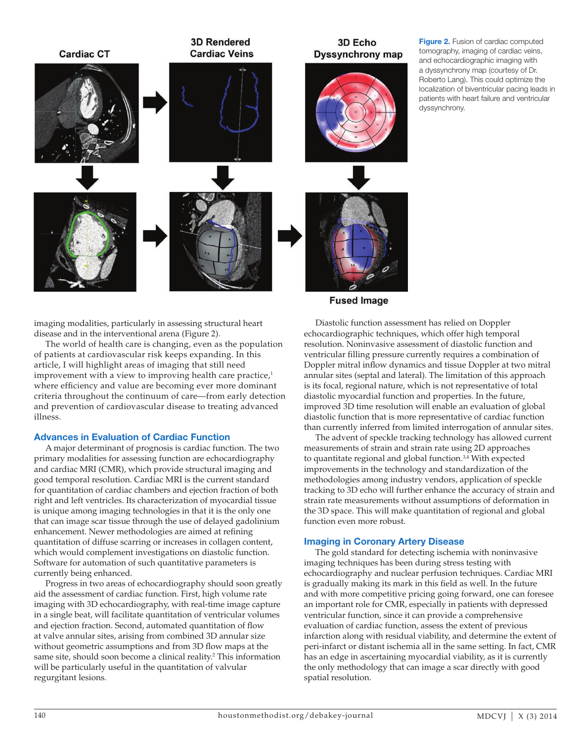Figure 2. Fusion of cardiac computed tomography, imaging of cardiac veins, and echocardiographic imaging with a dyssynchrony map (courtesy of Dr. Roberto Lang). This could optimize the localization of biventricular pacing leads in patients with heart failure and ventricular dyssynchrony.

imaging modalities, particularly in assessing structural heart disease and in the interventional arena (Figure 2).

The world of health care is changing, even as the population of patients at cardiovascular risk keeps expanding. In this article, I will highlight areas of imaging that still need improvement with a view to improving health care practice,[1] where efficiency and value are becoming ever more dominant criteria throughout the continuum of care—from early detection and prevention of cardiovascular disease to treating advanced illness.

## Advances in Evaluation of Cardiac Function

A major determinant of prognosis is cardiac function. The two primary modalities for assessing function are echocardiography and cardiac MRI (CMR), which provide structural imaging and good temporal resolution. Cardiac MRI is the current standard for quantitation of cardiac chambers and ejection fraction of both right and left ventricles. Its characterization of myocardial tissue is unique among imaging technologies in that it is the only one that can image scar tissue through the use of delayed gadolinium enhancement. Newer methodologies are aimed at refining quantitation of diffuse scarring or increases in collagen content, which would complement investigations on diastolic function. Software for automation of such quantitative parameters is currently being enhanced.

Progress in two areas of echocardiography should soon greatly aid the assessment of cardiac function. First, high volume rate imaging with 3D echocardiography, with real-time image capture in a single beat, will facilitate quantitation of ventricular volumes and ejection fraction. Second, automated quantitation of flow at valve annular sites, arising from combined 3D annular size without geometric assumptions and from 3D flow maps at the same site, should soon become a clinical reality.[2] This information will be particularly useful in the quantitation of valvular regurgitant lesions.

Diastolic function assessment has relied on Doppler echocardiographic techniques, which offer high temporal resolution. Noninvasive assessment of diastolic function and ventricular filling pressure currently requires a combination of Doppler mitral inflow dynamics and tissue Doppler at two mitral annular sites (septal and lateral). The limitation of this approach is its focal, regional nature, which is not representative of total diastolic myocardial function and properties. In the future, improved 3D time resolution will enable an evaluation of global diastolic function that is more representative of cardiac function than currently inferred from limited interrogation of annular sites.

The advent of speckle tracking technology has allowed current measurements of strain and strain rate using 2D approaches to quantitate regional and global function.[3,4] With expected improvements in the technology and standardization of the methodologies among industry vendors, application of speckle tracking to 3D echo will further enhance the accuracy of strain and strain rate measurements without assumptions of deformation in the 3D space. This will make quantitation of regional and global function even more robust.

## Imaging in Coronary Artery Disease

The gold standard for detecting ischemia with noninvasive imaging techniques has been during stress testing with echocardiography and nuclear perfusion techniques. Cardiac MRI is gradually making its mark in this field as well. In the future and with more competitive pricing going forward, one can foresee an important role for CMR, especially in patients with depressed ventricular function, since it can provide a comprehensive evaluation of cardiac function, assess the extent of previous infarction along with residual viability, and determine the extent of peri-infarct or distant ischemia all in the same setting. In fact, CMR has an edge in ascertaining myocardial viability, as it is currently the only methodology that can image a scar directly with good spatial resolution.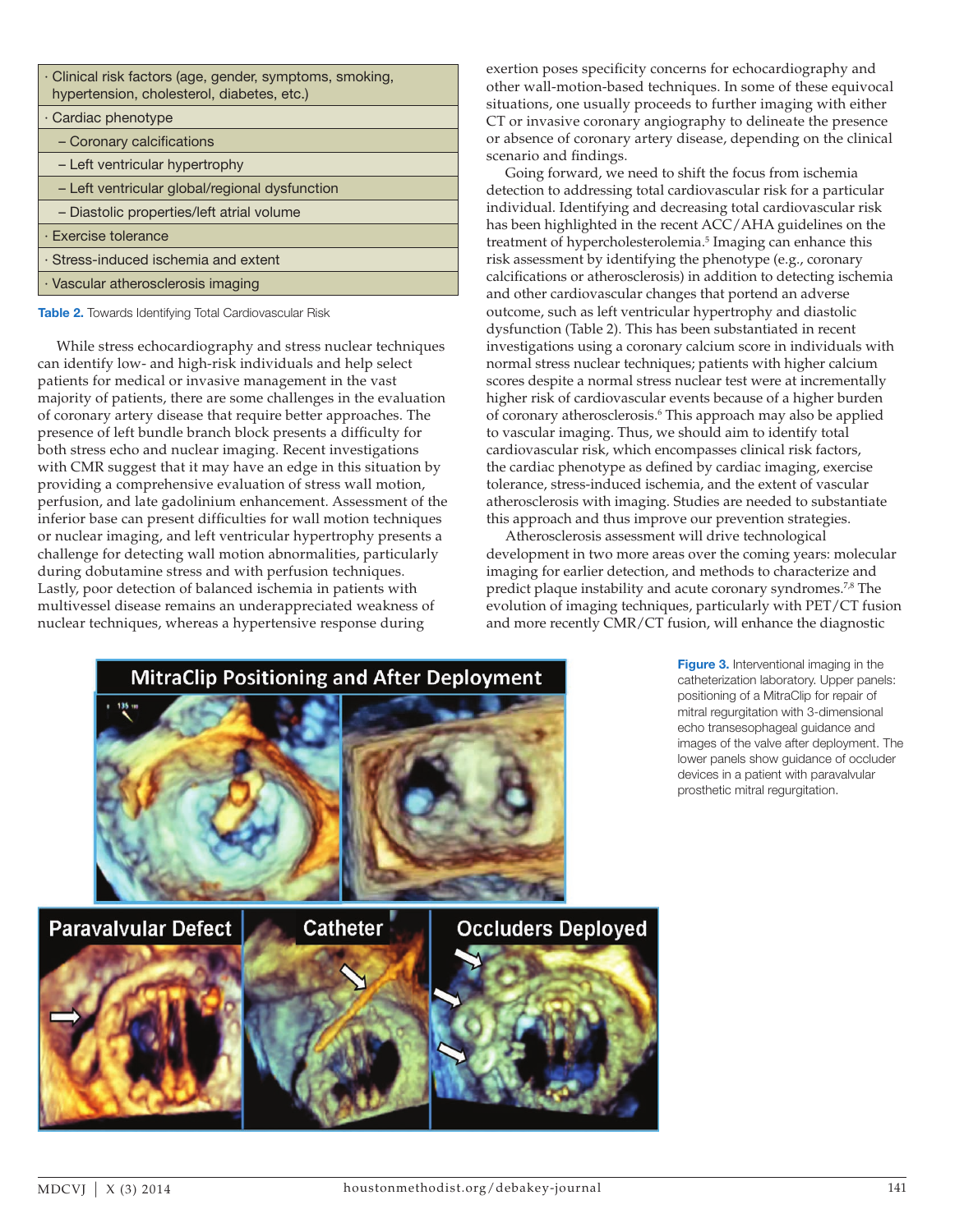| |
|---|
| · Clinical risk factors (age, gender, symptoms, smoking, hypertension, cholesterol, diabetes, etc.) |
| · Cardiac phenotype |
| – Coronary calcifications |
| – Left ventricular hypertrophy |
| – Left ventricular global/regional dysfunction |
| – Diastolic properties/left atrial volume |
| · Exercise tolerance |
| · Stress-induced ischemia and extent |
| · Vascular atherosclerosis imaging |

**Table 2.** Towards Identifying Total Cardiovascular Risk

While stress echocardiography and stress nuclear techniques can identify low- and high-risk individuals and help select patients for medical or invasive management in the vast majority of patients, there are some challenges in the evaluation of coronary artery disease that require better approaches. The presence of left bundle branch block presents a difficulty for both stress echo and nuclear imaging. Recent investigations with CMR suggest that it may have an edge in this situation by providing a comprehensive evaluation of stress wall motion, perfusion, and late gadolinium enhancement. Assessment of the inferior base can present difficulties for wall motion techniques or nuclear imaging, and left ventricular hypertrophy presents a challenge for detecting wall motion abnormalities, particularly during dobutamine stress and with perfusion techniques. Lastly, poor detection of balanced ischemia in patients with multivessel disease remains an underappreciated weakness of nuclear techniques, whereas a hypertensive response during exertion poses specificity concerns for echocardiography and other wall-motion-based techniques. In some of these equivocal situations, one usually proceeds to further imaging with either CT or invasive coronary angiography to delineate the presence or absence of coronary artery disease, depending on the clinical scenario and findings.

Going forward, we need to shift the focus from ischemia detection to addressing total cardiovascular risk for a particular individual. Identifying and decreasing total cardiovascular risk has been highlighted in the recent ACC/AHA guidelines on the treatment of hypercholesterolemia.[5] Imaging can enhance this risk assessment by identifying the phenotype (e.g., coronary calcifications or atherosclerosis) in addition to detecting ischemia and other cardiovascular changes that portend an adverse outcome, such as left ventricular hypertrophy and diastolic dysfunction (Table 2). This has been substantiated in recent investigations using a coronary calcium score in individuals with normal stress nuclear techniques; patients with higher calcium scores despite a normal stress nuclear test were at incrementally higher risk of cardiovascular events because of a higher burden of coronary atherosclerosis.[6] This approach may also be applied to vascular imaging. Thus, we should aim to identify total cardiovascular risk, which encompasses clinical risk factors, the cardiac phenotype as defined by cardiac imaging, exercise tolerance, stress-induced ischemia, and the extent of vascular atherosclerosis with imaging. Studies are needed to substantiate this approach and thus improve our prevention strategies.

Atherosclerosis assessment will drive technological development in two more areas over the coming years: molecular imaging for earlier detection, and methods to characterize and predict plaque instability and acute coronary syndromes.[7,8] The evolution of imaging techniques, particularly with PET/CT fusion and more recently CMR/CT fusion, will enhance the diagnostic

MitraClip Positioning and After Deployment

Paravalvular Defect

Catheter

Occluders Deployed

**Figure 3.** Interventional imaging in the catheterization laboratory. Upper panels: positioning of a MitraClip for repair of mitral regurgitation with 3-dimensional echo transesophageal guidance and images of the valve after deployment. The lower panels show guidance of occluder devices in a patient with paravalvular prosthetic mitral regurgitation.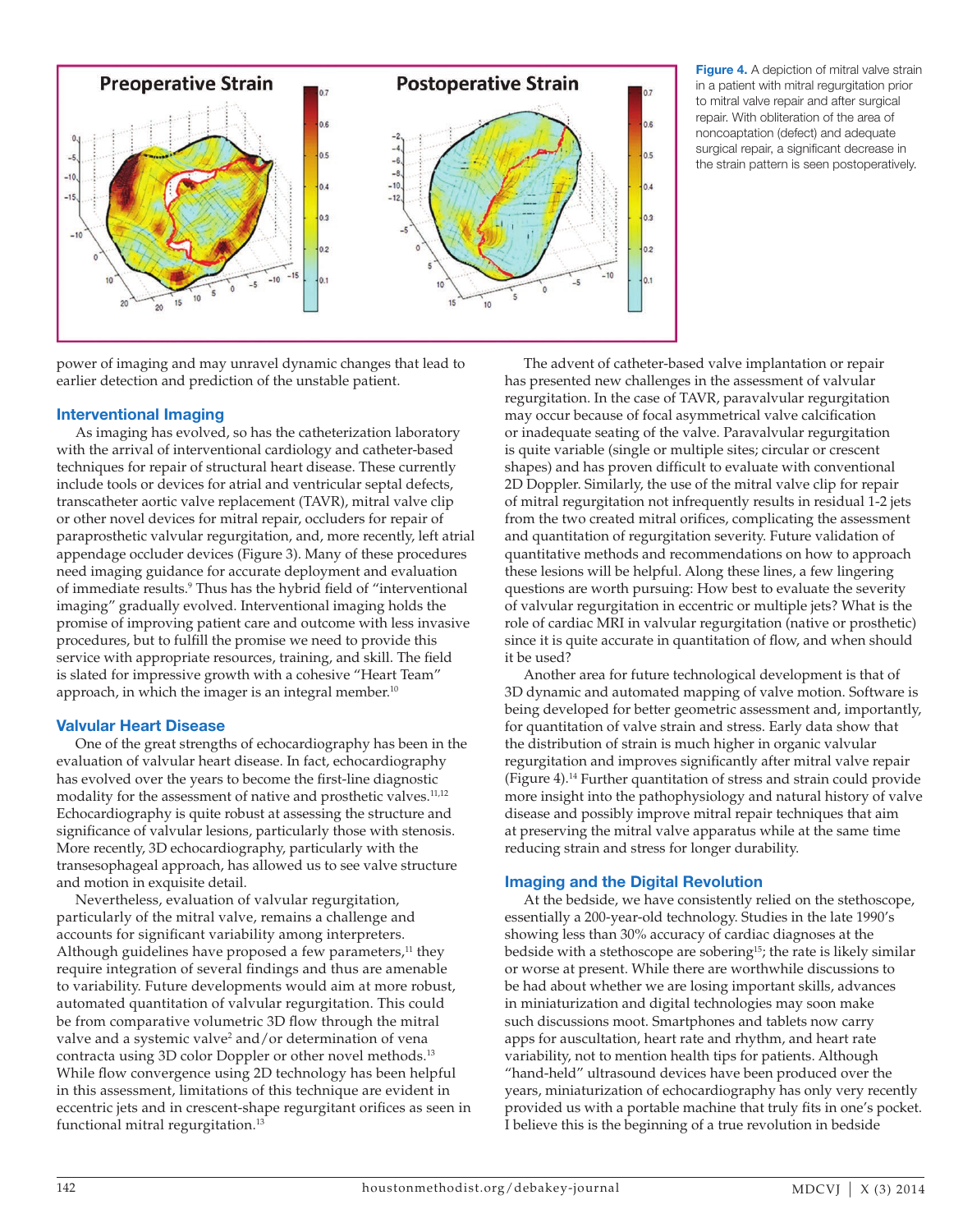Figure 4. A depiction of mitral valve strain in a patient with mitral regurgitation prior to mitral valve repair and after surgical repair. With obliteration of the area of noncoaptation (defect) and adequate surgical repair, a significant decrease in the strain pattern is seen postoperatively.

power of imaging and may unravel dynamic changes that lead to earlier detection and prediction of the unstable patient.

## Interventional Imaging

As imaging has evolved, so has the catheterization laboratory with the arrival of interventional cardiology and catheter-based techniques for repair of structural heart disease. These currently include tools or devices for atrial and ventricular septal defects, transcatheter aortic valve replacement (TAVR), mitral valve clip or other novel devices for mitral repair, occluders for repair of paraprosthetic valvular regurgitation, and, more recently, left atrial appendage occluder devices (Figure 3). Many of these procedures need imaging guidance for accurate deployment and evaluation of immediate results.[9] Thus has the hybrid field of "interventional imaging" gradually evolved. Interventional imaging holds the promise of improving patient care and outcome with less invasive procedures, but to fulfill the promise we need to provide this service with appropriate resources, training, and skill. The field is slated for impressive growth with a cohesive "Heart Team" approach, in which the imager is an integral member.[10]

## Valvular Heart Disease

One of the great strengths of echocardiography has been in the evaluation of valvular heart disease. In fact, echocardiography has evolved over the years to become the first-line diagnostic modality for the assessment of native and prosthetic valves.[11,12] Echocardiography is quite robust at assessing the structure and significance of valvular lesions, particularly those with stenosis. More recently, 3D echocardiography, particularly with the transesophageal approach, has allowed us to see valve structure and motion in exquisite detail.

Nevertheless, evaluation of valvular regurgitation, particularly of the mitral valve, remains a challenge and accounts for significant variability among interpreters. Although guidelines have proposed a few parameters,[11] they require integration of several findings and thus are amenable to variability. Future developments would aim at more robust, automated quantitation of valvular regurgitation. This could be from comparative volumetric 3D flow through the mitral valve and a systemic valve[2] and/or determination of vena contracta using 3D color Doppler or other novel methods.[13] While flow convergence using 2D technology has been helpful in this assessment, limitations of this technique are evident in eccentric jets and in crescent-shape regurgitant orifices as seen in functional mitral regurgitation.[13]

The advent of catheter-based valve implantation or repair has presented new challenges in the assessment of valvular regurgitation. In the case of TAVR, paravalvular regurgitation may occur because of focal asymmetrical valve calcification or inadequate seating of the valve. Paravalvular regurgitation is quite variable (single or multiple sites; circular or crescent shapes) and has proven difficult to evaluate with conventional 2D Doppler. Similarly, the use of the mitral valve clip for repair of mitral regurgitation not infrequently results in residual 1-2 jets from the two created mitral orifices, complicating the assessment and quantitation of regurgitation severity. Future validation of quantitative methods and recommendations on how to approach these lesions will be helpful. Along these lines, a few lingering questions are worth pursuing: How best to evaluate the severity of valvular regurgitation in eccentric or multiple jets? What is the role of cardiac MRI in valvular regurgitation (native or prosthetic) since it is quite accurate in quantitation of flow, and when should it be used?

Another area for future technological development is that of 3D dynamic and automated mapping of valve motion. Software is being developed for better geometric assessment and, importantly, for quantitation of valve strain and stress. Early data show that the distribution of strain is much higher in organic valvular regurgitation and improves significantly after mitral valve repair (Figure 4).[14] Further quantitation of stress and strain could provide more insight into the pathophysiology and natural history of valve disease and possibly improve mitral repair techniques that aim at preserving the mitral valve apparatus while at the same time reducing strain and stress for longer durability.

## Imaging and the Digital Revolution

At the bedside, we have consistently relied on the stethoscope, essentially a 200-year-old technology. Studies in the late 1990's showing less than 30% accuracy of cardiac diagnoses at the bedside with a stethoscope are sobering[15]; the rate is likely similar or worse at present. While there are worthwhile discussions to be had about whether we are losing important skills, advances in miniaturization and digital technologies may soon make such discussions moot. Smartphones and tablets now carry apps for auscultation, heart rate and rhythm, and heart rate variability, not to mention health tips for patients. Although "hand-held" ultrasound devices have been produced over the years, miniaturization of echocardiography has only very recently provided us with a portable machine that truly fits in one's pocket. I believe this is the beginning of a true revolution in bedside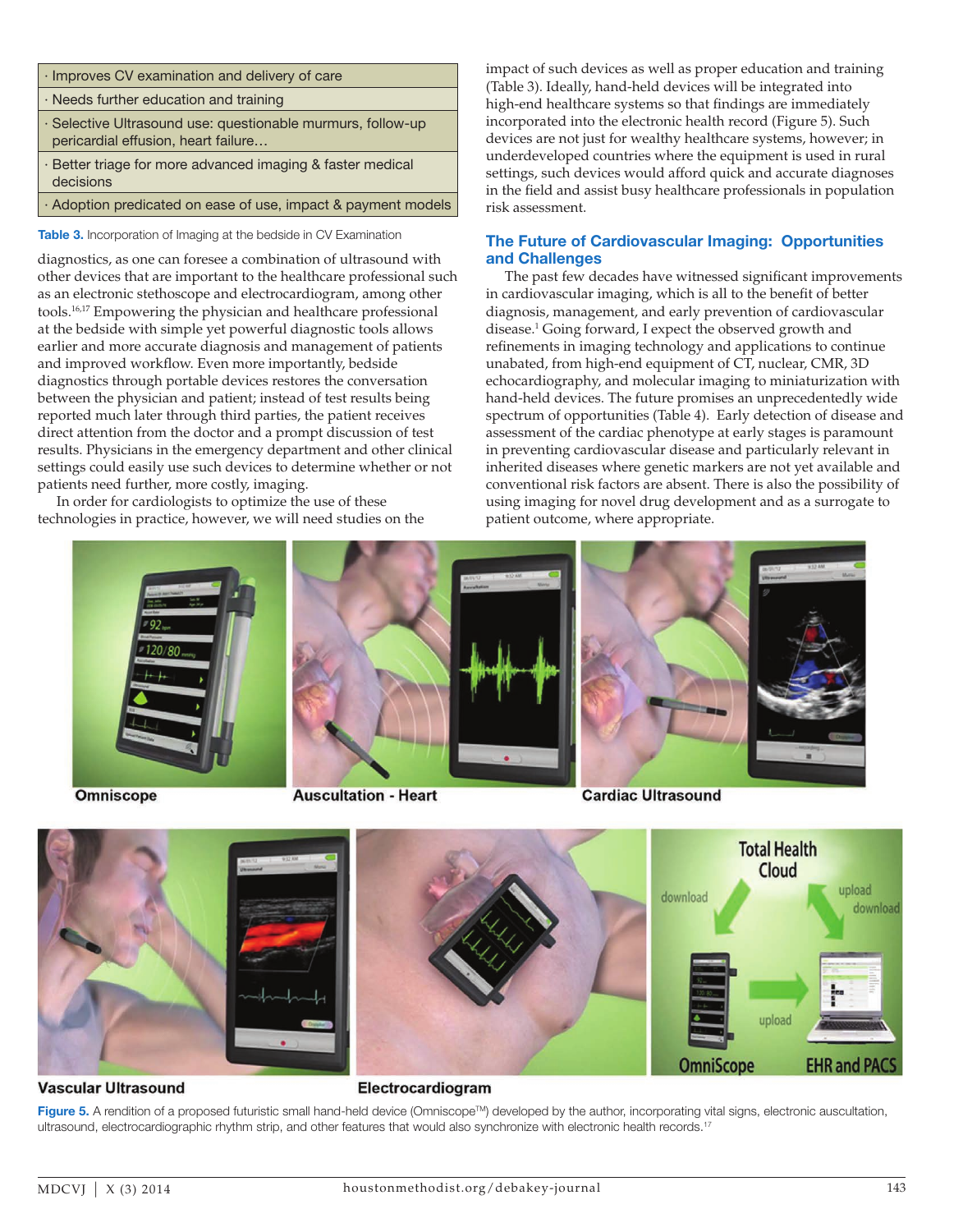| · Improves CV examination and delivery of care |
|---|
| · Needs further education and training |
| · Selective Ultrasound use: questionable murmurs, follow-up pericardial effusion, heart failure… |
| · Better triage for more advanced imaging & faster medical decisions |
| · Adoption predicated on ease of use, impact & payment models |

**Table 3.** Incorporation of Imaging at the bedside in CV Examination

diagnostics, as one can foresee a combination of ultrasound with other devices that are important to the healthcare professional such as an electronic stethoscope and electrocardiogram, among other tools.[16,17] Empowering the physician and healthcare professional at the bedside with simple yet powerful diagnostic tools allows earlier and more accurate diagnosis and management of patients and improved workflow. Even more importantly, bedside diagnostics through portable devices restores the conversation between the physician and patient; instead of test results being reported much later through third parties, the patient receives direct attention from the doctor and a prompt discussion of test results. Physicians in the emergency department and other clinical settings could easily use such devices to determine whether or not patients need further, more costly, imaging.

In order for cardiologists to optimize the use of these technologies in practice, however, we will need studies on the impact of such devices as well as proper education and training (Table 3). Ideally, hand-held devices will be integrated into high-end healthcare systems so that findings are immediately incorporated into the electronic health record (Figure 5). Such devices are not just for wealthy healthcare systems, however; in underdeveloped countries where the equipment is used in rural settings, such devices would afford quick and accurate diagnoses in the field and assist busy healthcare professionals in population risk assessment.

## The Future of Cardiovascular Imaging: Opportunities and Challenges

The past few decades have witnessed significant improvements in cardiovascular imaging, which is all to the benefit of better diagnosis, management, and early prevention of cardiovascular disease.[1] Going forward, I expect the observed growth and refinements in imaging technology and applications to continue unabated, from high-end equipment of CT, nuclear, CMR, 3D echocardiography, and molecular imaging to miniaturization with hand-held devices. The future promises an unprecedentedly wide spectrum of opportunities (Table 4). Early detection of disease and assessment of the cardiac phenotype at early stages is paramount in preventing cardiovascular disease and particularly relevant in inherited diseases where genetic markers are not yet available and conventional risk factors are absent. There is also the possibility of using imaging for novel drug development and as a surrogate to patient outcome, where appropriate.

**Figure 5.** A rendition of a proposed futuristic small hand-held device (Omniscope™) developed by the author, incorporating vital signs, electronic auscultation, ultrasound, electrocardiographic rhythm strip, and other features that would also synchronize with electronic health records.[17]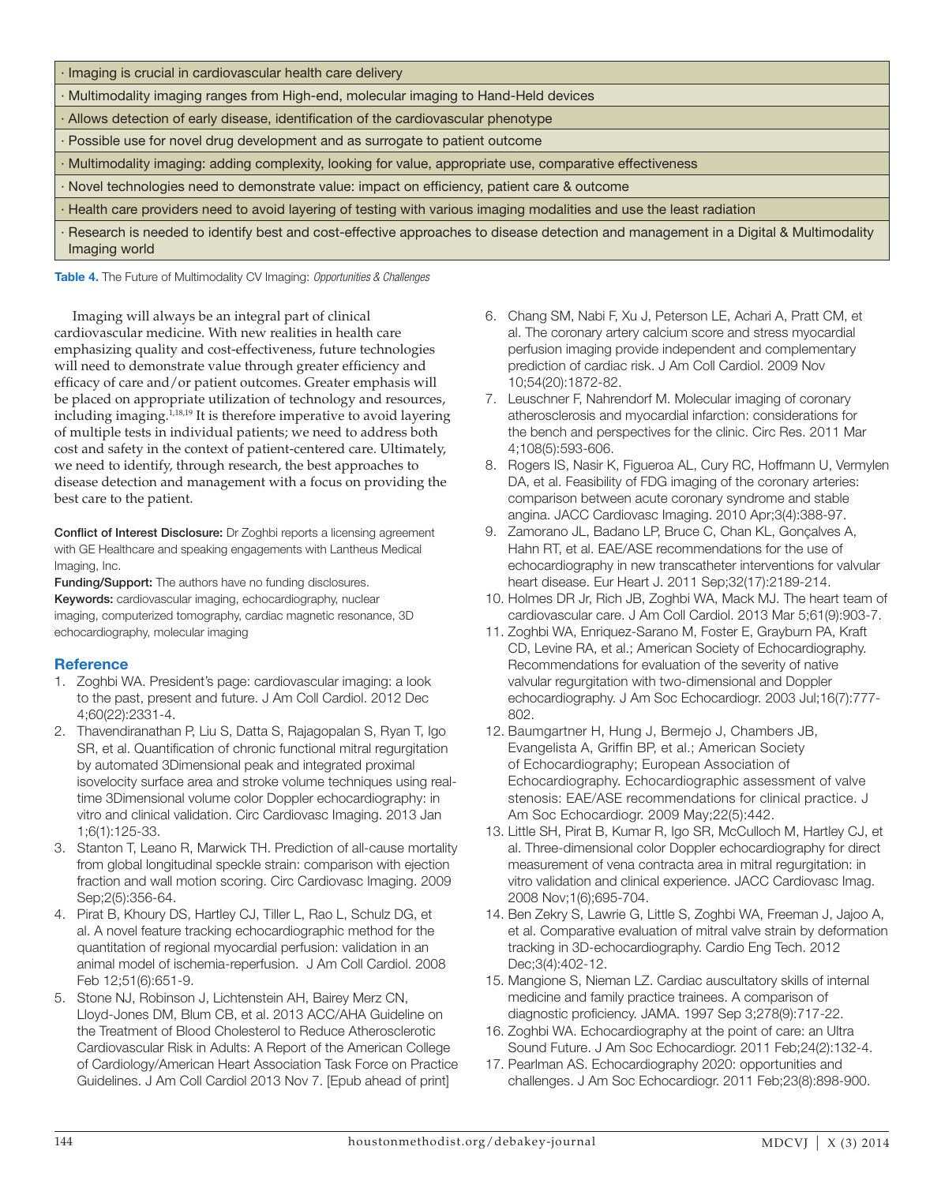| · Imaging is crucial in cardiovascular health care delivery |
| --- |
| · Multimodality imaging ranges from High-end, molecular imaging to Hand-Held devices |
| · Allows detection of early disease, identification of the cardiovascular phenotype |
| · Possible use for novel drug development and as surrogate to patient outcome |
| · Multimodality imaging: adding complexity, looking for value, appropriate use, comparative effectiveness |
| · Novel technologies need to demonstrate value: impact on efficiency, patient care & outcome |
| · Health care providers need to avoid layering of testing with various imaging modalities and use the least radiation |
| · Research is needed to identify best and cost-effective approaches to disease detection and management in a Digital & Multimodality Imaging world |

**Table 4.** The Future of Multimodality CV Imaging: *Opportunities & Challenges*

Imaging will always be an integral part of clinical cardiovascular medicine. With new realities in health care emphasizing quality and cost-effectiveness, future technologies will need to demonstrate value through greater efficiency and efficacy of care and/or patient outcomes. Greater emphasis will be placed on appropriate utilization of technology and resources, including imaging.[1,18,19] It is therefore imperative to avoid layering of multiple tests in individual patients; we need to address both cost and safety in the context of patient-centered care. Ultimately, we need to identify, through research, the best approaches to disease detection and management with a focus on providing the best care to the patient.

**Conflict of Interest Disclosure:** Dr Zoghbi reports a licensing agreement with GE Healthcare and speaking engagements with Lantheus Medical Imaging, Inc.

**Funding/Support:** The authors have no funding disclosures.

**Keywords:** cardiovascular imaging, echocardiography, nuclear imaging, computerized tomography, cardiac magnetic resonance, 3D echocardiography, molecular imaging

## Reference

1. Zoghbi WA. President's page: cardiovascular imaging: a look to the past, present and future. J Am Coll Cardiol. 2012 Dec 4;60(22):2331-4.
2. Thavendiranathan P, Liu S, Datta S, Rajagopalan S, Ryan T, Igo SR, et al. Quantification of chronic functional mitral regurgitation by automated 3Dimensional peak and integrated proximal isovelocity surface area and stroke volume techniques using real-time 3Dimensional volume color Doppler echocardiography: in vitro and clinical validation. Circ Cardiovasc Imaging. 2013 Jan 1;6(1):125-33.
3. Stanton T, Leano R, Marwick TH. Prediction of all-cause mortality from global longitudinal speckle strain: comparison with ejection fraction and wall motion scoring. Circ Cardiovasc Imaging. 2009 Sep;2(5):356-64.
4. Pirat B, Khoury DS, Hartley CJ, Tiller L, Rao L, Schulz DG, et al. A novel feature tracking echocardiographic method for the quantitation of regional myocardial perfusion: validation in an animal model of ischemia-reperfusion. J Am Coll Cardiol. 2008 Feb 12;51(6):651-9.
5. Stone NJ, Robinson J, Lichtenstein AH, Bairey Merz CN, Lloyd-Jones DM, Blum CB, et al. 2013 ACC/AHA Guideline on the Treatment of Blood Cholesterol to Reduce Atherosclerotic Cardiovascular Risk in Adults: A Report of the American College of Cardiology/American Heart Association Task Force on Practice Guidelines. J Am Coll Cardiol 2013 Nov 7. [Epub ahead of print]
6. Chang SM, Nabi F, Xu J, Peterson LE, Achari A, Pratt CM, et al. The coronary artery calcium score and stress myocardial perfusion imaging provide independent and complementary prediction of cardiac risk. J Am Coll Cardiol. 2009 Nov 10;54(20):1872-82.
7. Leuschner F, Nahrendorf M. Molecular imaging of coronary atherosclerosis and myocardial infarction: considerations for the bench and perspectives for the clinic. Circ Res. 2011 Mar 4;108(5):593-606.
8. Rogers IS, Nasir K, Figueroa AL, Cury RC, Hoffmann U, Vermylen DA, et al. Feasibility of FDG imaging of the coronary arteries: comparison between acute coronary syndrome and stable angina. JACC Cardiovasc Imaging. 2010 Apr;3(4):388-97.
9. Zamorano JL, Badano LP, Bruce C, Chan KL, Gonçalves A, Hahn RT, et al. EAE/ASE recommendations for the use of echocardiography in new transcatheter interventions for valvular heart disease. Eur Heart J. 2011 Sep;32(17):2189-214.
10. Holmes DR Jr, Rich JB, Zoghbi WA, Mack MJ. The heart team of cardiovascular care. J Am Coll Cardiol. 2013 Mar 5;61(9):903-7.
11. Zoghbi WA, Enriquez-Sarano M, Foster E, Grayburn PA, Kraft CD, Levine RA, et al.; American Society of Echocardiography. Recommendations for evaluation of the severity of native valvular regurgitation with two-dimensional and Doppler echocardiography. J Am Soc Echocardiogr. 2003 Jul;16(7):777-802.
12. Baumgartner H, Hung J, Bermejo J, Chambers JB, Evangelista A, Griffin BP, et al.; American Society of Echocardiography; European Association of Echocardiography. Echocardiographic assessment of valve stenosis: EAE/ASE recommendations for clinical practice. J Am Soc Echocardiogr. 2009 May;22(5):442.
13. Little SH, Pirat B, Kumar R, Igo SR, McCulloch M, Hartley CJ, et al. Three-dimensional color Doppler echocardiography for direct measurement of vena contracta area in mitral regurgitation: in vitro validation and clinical experience. JACC Cardiovasc Imag. 2008 Nov;1(6);695-704.
14. Ben Zekry S, Lawrie G, Little S, Zoghbi WA, Freeman J, Jajoo A, et al. Comparative evaluation of mitral valve strain by deformation tracking in 3D-echocardiography. Cardio Eng Tech. 2012 Dec;3(4):402-12.
15. Mangione S, Nieman LZ. Cardiac auscultatory skills of internal medicine and family practice trainees. A comparison of diagnostic proficiency. JAMA. 1997 Sep 3;278(9):717-22.
16. Zoghbi WA. Echocardiography at the point of care: an Ultra Sound Future. J Am Soc Echocardiogr. 2011 Feb;24(2):132-4.
17. Pearlman AS. Echocardiography 2020: opportunities and challenges. J Am Soc Echocardiogr. 2011 Feb;23(8):898-900.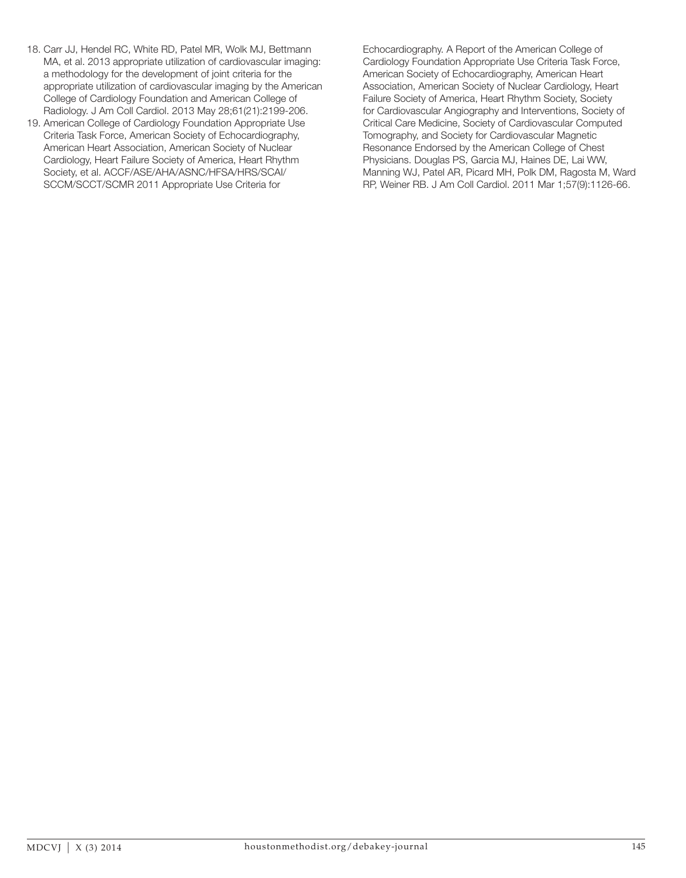18. Carr JJ, Hendel RC, White RD, Patel MR, Wolk MJ, Bettmann MA, et al. 2013 appropriate utilization of cardiovascular imaging: a methodology for the development of joint criteria for the appropriate utilization of cardiovascular imaging by the American College of Cardiology Foundation and American College of Radiology. J Am Coll Cardiol. 2013 May 28;61(21):2199-206.
19. American College of Cardiology Foundation Appropriate Use Criteria Task Force, American Society of Echocardiography, American Heart Association, American Society of Nuclear Cardiology, Heart Failure Society of America, Heart Rhythm Society, et al. ACCF/ASE/AHA/ASNC/HFSA/HRS/SCAI/SCCM/SCCT/SCMR 2011 Appropriate Use Criteria for Echocardiography. A Report of the American College of Cardiology Foundation Appropriate Use Criteria Task Force, American Society of Echocardiography, American Heart Association, American Society of Nuclear Cardiology, Heart Failure Society of America, Heart Rhythm Society, Society for Cardiovascular Angiography and Interventions, Society of Critical Care Medicine, Society of Cardiovascular Computed Tomography, and Society for Cardiovascular Magnetic Resonance Endorsed by the American College of Chest Physicians. Douglas PS, Garcia MJ, Haines DE, Lai WW, Manning WJ, Patel AR, Picard MH, Polk DM, Ragosta M, Ward RP, Weiner RB. J Am Coll Cardiol. 2011 Mar 1;57(9):1126-66.